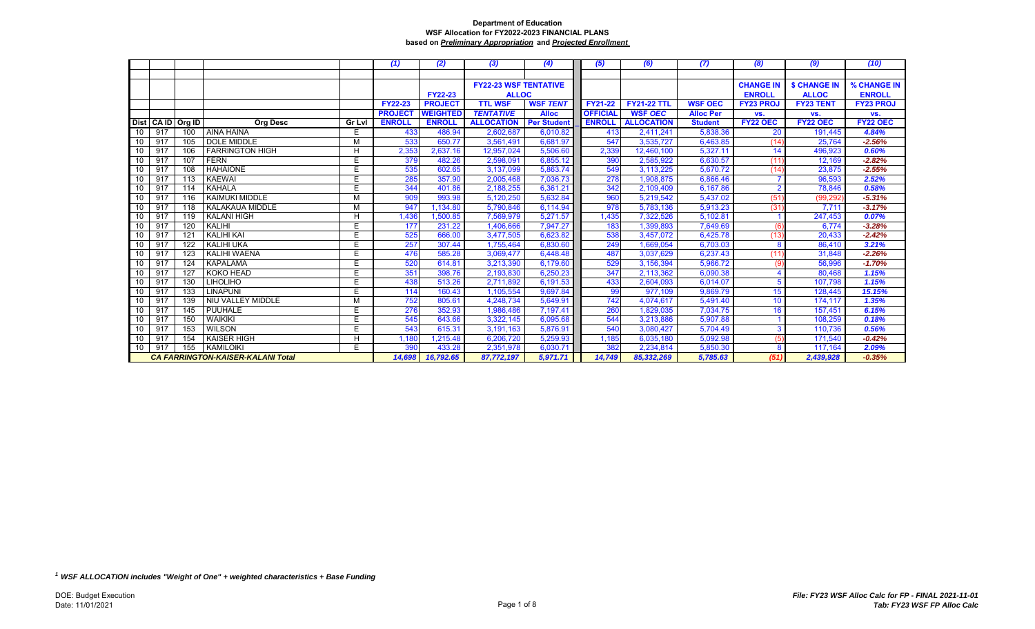**Department of Education**
**WSF Allocation for FY2022-2023 FINANCIAL PLANS**
**based on *Preliminary Appropriation* and *Projected Enrollment***

| | | | | | (1) | (2) | (3) | (4) | (5) | (6) | (7) | (8) | (9) | (10) |
|---|---|---|---|---|---|---|---|---|---|---|---|---|---|---|
| | | | | | | | FY22-23 WSF TENTATIVE ALLOC | | | | | CHANGE IN ENROLL | $ CHANGE IN ALLOC | % CHANGE IN ENROLL |
| | | | | | FY22-23 PROJECT ENROLL | FY22-23 PROJECT WEIGHTED ENROLL | TTL WSF *TENTATIVE* ALLOCATION | WSF *TENT* Alloc Per Student | FY21-22 OFFICIAL ENROLL | FY21-22 TTL WSF *OEC* ALLOCATION | WSF OEC Alloc Per Student | FY23 PROJ vs. FY22 OEC | FY23 TENT vs. FY22 OEC | FY23 PROJ vs. FY22 OEC |
| Dist | CA ID | Org ID | Org Desc | Gr Lvl | | | | | | | | | | |
| 10 | 917 | 100 | AINA HAINA | E | 433 | 486.94 | 2,602,687 | 6,010.82 | 413 | 2,411,241 | 5,838.36 | 20 | 191,445 | 4.84% |
| 10 | 917 | 105 | DOLE MIDDLE | M | 533 | 650.77 | 3,561,491 | 6,681.97 | 547 | 3,535,727 | 6,463.85 | (14) | 25,764 | -2.56% |
| 10 | 917 | 106 | FARRINGTON HIGH | H | 2,353 | 2,637.16 | 12,957,024 | 5,506.60 | 2,339 | 12,460,100 | 5,327.11 | 14 | 496,923 | 0.60% |
| 10 | 917 | 107 | FERN | E | 379 | 482.26 | 2,598,091 | 6,855.12 | 390 | 2,585,922 | 6,630.57 | (11) | 12,169 | -2.82% |
| 10 | 917 | 108 | HAHAIONE | E | 535 | 602.65 | 3,137,099 | 5,863.74 | 549 | 3,113,225 | 5,670.72 | (14) | 23,875 | -2.55% |
| 10 | 917 | 113 | KAEWAI | E | 285 | 357.90 | 2,005,468 | 7,036.73 | 278 | 1,908,875 | 6,866.46 | 7 | 96,593 | 2.52% |
| 10 | 917 | 114 | KAHALA | E | 344 | 401.86 | 2,188,255 | 6,361.21 | 342 | 2,109,409 | 6,167.86 | 2 | 78,846 | 0.58% |
| 10 | 917 | 116 | KAIMUKI MIDDLE | M | 909 | 993.98 | 5,120,250 | 5,632.84 | 960 | 5,219,542 | 5,437.02 | (51) | (99,292) | -5.31% |
| 10 | 917 | 118 | KALAKAUA MIDDLE | M | 947 | 1,134.80 | 5,790,846 | 6,114.94 | 978 | 5,783,136 | 5,913.23 | (31) | 7,711 | -3.17% |
| 10 | 917 | 119 | KALANI HIGH | H | 1,436 | 1,500.85 | 7,569,979 | 5,271.57 | 1,435 | 7,322,526 | 5,102.81 | 1 | 247,453 | 0.07% |
| 10 | 917 | 120 | KALIHI | E | 177 | 231.22 | 1,406,666 | 7,947.27 | 183 | 1,399,893 | 7,649.69 | (6) | 6,774 | -3.28% |
| 10 | 917 | 121 | KALIHI KAI | E | 525 | 666.00 | 3,477,505 | 6,623.82 | 538 | 3,457,072 | 6,425.78 | (13) | 20,433 | -2.42% |
| 10 | 917 | 122 | KALIHI UKA | E | 257 | 307.44 | 1,755,464 | 6,830.60 | 249 | 1,669,054 | 6,703.03 | 8 | 86,410 | 3.21% |
| 10 | 917 | 123 | KALIHI WAENA | E | 476 | 585.28 | 3,069,477 | 6,448.48 | 487 | 3,037,629 | 6,237.43 | (11) | 31,848 | -2.26% |
| 10 | 917 | 124 | KAPALAMA | E | 520 | 614.81 | 3,213,390 | 6,179.60 | 529 | 3,156,394 | 5,966.72 | (9) | 56,996 | -1.70% |
| 10 | 917 | 127 | KOKO HEAD | E | 351 | 398.76 | 2,193,830 | 6,250.23 | 347 | 2,113,362 | 6,090.38 | 4 | 80,468 | 1.15% |
| 10 | 917 | 130 | LIHOLIHO | E | 438 | 513.26 | 2,711,892 | 6,191.53 | 433 | 2,604,093 | 6,014.07 | 5 | 107,798 | 1.15% |
| 10 | 917 | 133 | LINAPUNI | E | 114 | 160.43 | 1,105,554 | 9,697.84 | 99 | 977,109 | 9,869.79 | 15 | 128,445 | 15.15% |
| 10 | 917 | 139 | NIU VALLEY MIDDLE | M | 752 | 805.61 | 4,248,734 | 5,649.91 | 742 | 4,074,617 | 5,491.40 | 10 | 174,117 | 1.35% |
| 10 | 917 | 145 | PUUHALE | E | 276 | 352.93 | 1,986,486 | 7,197.41 | 260 | 1,829,035 | 7,034.75 | 16 | 157,451 | 6.15% |
| 10 | 917 | 150 | WAIKIKI | E | 545 | 643.66 | 3,322,145 | 6,095.68 | 544 | 3,213,886 | 5,907.88 | 1 | 108,259 | 0.18% |
| 10 | 917 | 153 | WILSON | E | 543 | 615.31 | 3,191,163 | 5,876.91 | 540 | 3,080,427 | 5,704.49 | 3 | 110,736 | 0.56% |
| 10 | 917 | 154 | KAISER HIGH | H | 1,180 | 1,215.48 | 6,206,720 | 5,259.93 | 1,185 | 6,035,180 | 5,092.98 | (5) | 171,540 | -0.42% |
| 10 | 917 | 155 | KAMILOIKI | E | 390 | 433.28 | 2,351,978 | 6,030.71 | 382 | 2,234,814 | 5,850.30 | 8 | 117,164 | 2.09% |
| *CA FARRINGTON-KAISER-KALANI Total* | | | | | 14,698 | 16,792.65 | 87,772,197 | 5,971.71 | 14,749 | 85,332,269 | 5,785.63 | (51) | 2,439,928 | -0.35% |

[1] ***WSF ALLOCATION includes "Weight of One" + weighted characteristics + Base Funding***

DOE: Budget Execution
Date: 11/01/2021

*File: FY23 WSF Alloc Calc for FP - FINAL 2021-11-01*
*Tab: FY23 WSF FP Alloc Calc*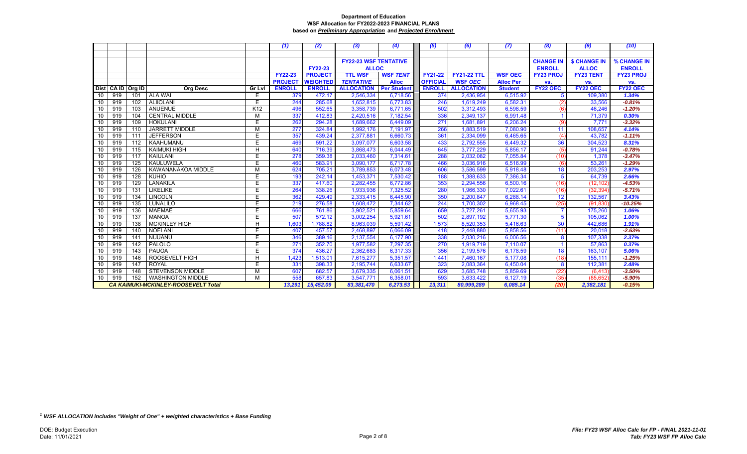**Department of Education**
**WSF Allocation for FY2022-2023 FINANCIAL PLANS**
**based on *Preliminary Appropriation* and *Projected Enrollment***

| | | | | | (1) | (2) | (3) | (4) | (5) | (6) | (7) | (8) | (9) | (10) |
|---|---|---|---|---|---|---|---|---|---|---|---|---|---|---|
| | | | | | | FY22-23 | FY22-23 WSF TENTATIVE ALLOCATION | | | | | CHANGE IN ENROLL | $ CHANGE IN ALLOC | % CHANGE IN ENROLL |
| | | | | | FY22-23 PROJECT ENROLL | PROJECT WEIGHTED ENROLL | TTL WSF *TENTATIVE* ALLOCATION | WSF *TENT* Alloc Per Student | FY21-22 OFFICIAL ENROLL | FY21-22 TTL WSF *OEC* ALLOCATION | WSF OEC Alloc Per Student | FY23 PROJ vs. FY22 OEC | FY23 TENT vs. FY22 OEC | FY23 PROJ vs. FY22 OEC |
| Dist | CA ID | Org ID | Org Desc | Gr Lvl | | | | | | | | | | |
| 10 | 919 | 101 | ALA WAI | E | 379 | 472.17 | 2,546,334 | 6,718.56 | 374 | 2,436,954 | 6,515.92 | 5 | 109,380 | *1.34%* |
| 10 | 919 | 102 | ALIIOLANI | E | 244 | 285.68 | 1,652,815 | 6,773.83 | 246 | 1,619,249 | 6,582.31 | (2) | 33,566 | *-0.81%* |
| 10 | 919 | 103 | ANUENUE | K12 | 496 | 552.65 | 3,358,739 | 6,771.65 | 502 | 3,312,493 | 6,598.59 | (6) | 46,246 | *-1.20%* |
| 10 | 919 | 104 | CENTRAL MIDDLE | M | 337 | 412.83 | 2,420,516 | 7,182.54 | 336 | 2,349,137 | 6,991.48 | 1 | 71,379 | *0.30%* |
| 10 | 919 | 109 | HOKULANI | E | 262 | 294.28 | 1,689,662 | 6,449.09 | 271 | 1,681,891 | 6,206.24 | (9) | 7,771 | *-3.32%* |
| 10 | 919 | 110 | JARRETT MIDDLE | M | 277 | 324.84 | 1,992,176 | 7,191.97 | 266 | 1,883,519 | 7,080.90 | 11 | 108,657 | *4.14%* |
| 10 | 919 | 111 | JEFFERSON | E | 357 | 439.24 | 2,377,881 | 6,660.73 | 361 | 2,334,099 | 6,465.65 | (4) | 43,782 | *-1.11%* |
| 10 | 919 | 112 | KAAHUMANU | E | 469 | 591.22 | 3,097,077 | 6,603.58 | 433 | 2,792,555 | 6,449.32 | 36 | 304,523 | *8.31%* |
| 10 | 919 | 115 | KAIMUKI HIGH | H | 640 | 716.39 | 3,868,473 | 6,044.49 | 645 | 3,777,229 | 5,856.17 | (5) | 91,244 | *-0.78%* |
| 10 | 919 | 117 | KAIULANI | E | 278 | 359.38 | 2,033,460 | 7,314.61 | 288 | 2,032,082 | 7,055.84 | (10) | 1,378 | *-3.47%* |
| 10 | 919 | 125 | KAULUWELA | E | 460 | 583.91 | 3,090,177 | 6,717.78 | 466 | 3,036,916 | 6,516.99 | (6) | 53,261 | *-1.29%* |
| 10 | 919 | 126 | KAWANANAKOA MIDDLE | M | 624 | 705.21 | 3,789,853 | 6,073.48 | 606 | 3,586,599 | 5,918.48 | 18 | 203,253 | *2.97%* |
| 10 | 919 | 128 | KUHIO | E | 193 | 242.14 | 1,453,371 | 7,530.42 | 188 | 1,388,633 | 7,386.34 | 5 | 64,739 | *2.66%* |
| 10 | 919 | 129 | LANAKILA | E | 337 | 417.60 | 2,282,455 | 6,772.86 | 353 | 2,294,556 | 6,500.16 | (16) | (12,102) | *-4.53%* |
| 10 | 919 | 131 | LIKELIKE | E | 264 | 338.26 | 1,933,936 | 7,325.52 | 280 | 1,966,330 | 7,022.61 | (16) | (32,394) | *-5.71%* |
| 10 | 919 | 134 | LINCOLN | E | 362 | 429.49 | 2,333,415 | 6,445.90 | 350 | 2,200,847 | 6,288.14 | 12 | 132,567 | *3.43%* |
| 10 | 919 | 135 | LUNALILO | E | 219 | 276.58 | 1,608,472 | 7,344.62 | 244 | 1,700,302 | 6,968.45 | (25) | (91,830) | *-10.25%* |
| 10 | 919 | 136 | MAEMAE | E | 666 | 761.86 | 3,902,521 | 5,859.64 | 659 | 3,727,261 | 5,655.93 | 7 | 175,260 | *1.06%* |
| 10 | 919 | 137 | MANOA | E | 507 | 572.12 | 3,002,254 | 5,921.61 | 502 | 2,897,192 | 5,771.30 | 5 | 105,062 | *1.00%* |
| 10 | 919 | 138 | MCKINLEY HIGH | H | 1,603 | 1,788.82 | 8,963,039 | 5,591.42 | 1,573 | 8,520,353 | 5,416.63 | 30 | 442,686 | *1.91%* |
| 10 | 919 | 140 | NOELANI | E | 407 | 457.57 | 2,468,897 | 6,066.09 | 418 | 2,448,880 | 5,858.56 | (11) | 20,018 | *-2.63%* |
| 10 | 919 | 141 | NUUANU | E | 346 | 389.16 | 2,137,554 | 6,177.90 | 338 | 2,030,216 | 6,006.56 | 8 | 107,338 | *2.37%* |
| 10 | 919 | 142 | PALOLO | E | 271 | 352.70 | 1,977,582 | 7,297.35 | 270 | 1,919,719 | 7,110.07 | 1 | 57,863 | *0.37%* |
| 10 | 919 | 143 | PAUOA | E | 374 | 436.27 | 2,362,683 | 6,317.33 | 356 | 2,199,576 | 6,178.59 | 18 | 163,107 | *5.06%* |
| 10 | 919 | 146 | ROOSEVELT HIGH | H | 1,423 | 1,513.01 | 7,615,277 | 5,351.57 | 1,441 | 7,460,167 | 5,177.08 | (18) | 155,111 | *-1.25%* |
| 10 | 919 | 147 | ROYAL | E | 331 | 398.33 | 2,195,744 | 6,633.67 | 323 | 2,083,364 | 6,450.04 | 8 | 112,381 | *2.48%* |
| 10 | 919 | 148 | STEVENSON MIDDLE | M | 607 | 682.57 | 3,679,335 | 6,061.51 | 629 | 3,685,748 | 5,859.69 | (22) | (6,413) | *-3.50%* |
| 10 | 919 | 152 | WASHINGTON MIDDLE | M | 558 | 657.83 | 3,547,771 | 6,358.01 | 593 | 3,633,422 | 6,127.19 | (35) | (85,652) | *-5.90%* |
| ***CA KAIMUKI-MCKINLEY-ROOSEVELT Total*** | | | | | ***13,291*** | ***15,452.09*** | ***83,381,470*** | ***6,273.53*** | ***13,311*** | ***80,999,289*** | ***6,085.14*** | ***(20)*** | ***2,382,181*** | ***-0.15%*** |

***[1] WSF ALLOCATION includes "Weight of One" + weighted characteristics + Base Funding***

DOE: Budget Execution
Date: 11/01/2021

*File: FY23 WSF Alloc Calc for FP - FINAL 2021-11-01*
*Tab: FY23 WSF FP Alloc Calc*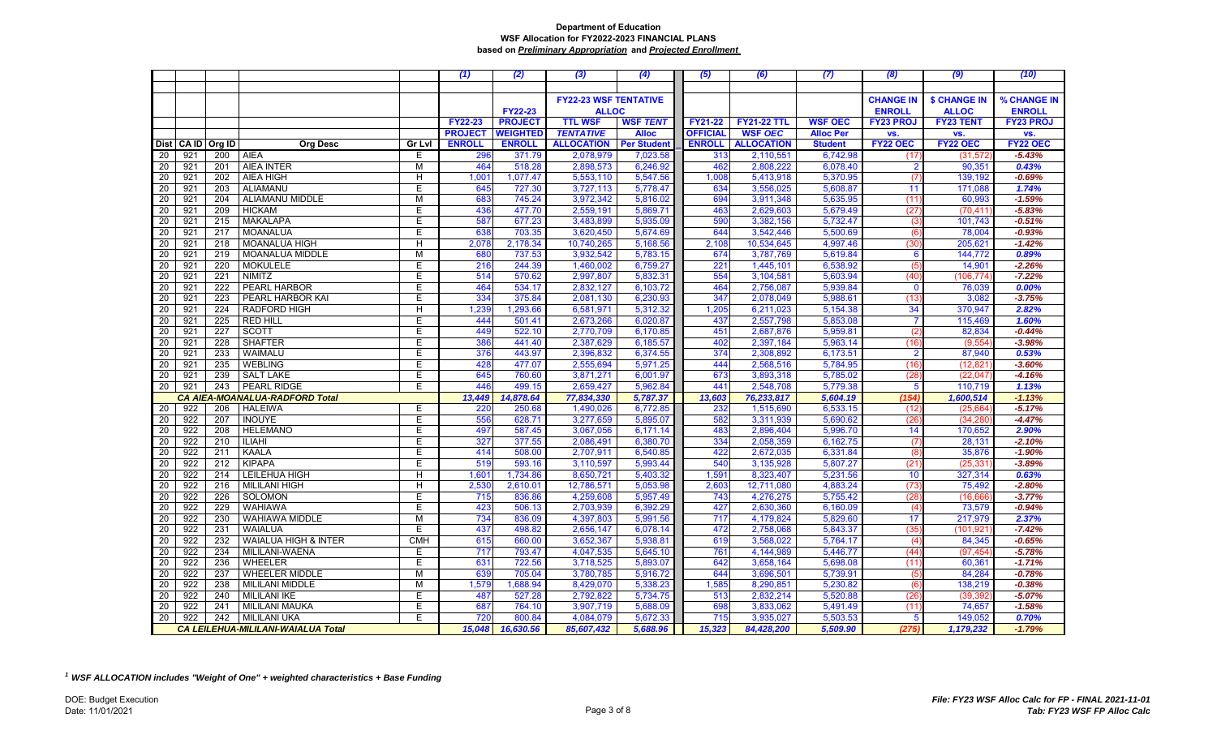**Department of Education**
**WSF Allocation for FY2022-2023 FINANCIAL PLANS**
**based on *Preliminary Appropriation* and *Projected Enrollment***

| | | | | | (1) | (2) | (3) | (4) | (5) | (6) | (7) | (8) | (9) | (10) |
|---|---|---|---|---|---|---|---|---|---|---|---|---|---|---|
| | | | | | | | FY22-23 WSF TENTATIVE ALLOC | | | | | CHANGE IN ENROLL | $ CHANGE IN ALLOC | % CHANGE IN ENROLL |
| | | | | | FY22-23 PROJECT ENROLL | FY22-23 PROJECT WEIGHTED ENROLL | TTL WSF TENTATIVE ALLOCATION | WSF TENT Alloc Per Student | FY21-22 OFFICIAL ENROLL | FY21-22 TTL WSF OEC ALLOCATION | WSF OEC Alloc Per Student | FY23 PROJ vs. FY22 OEC | FY23 TENT vs. FY22 OEC | FY23 PROJ vs. FY22 OEC |
| Dist | CA ID | Org ID | Org Desc | Gr Lvl | | | | | | | | | | |
| 20 | 921 | 200 | AIEA | E | 296 | 371.79 | 2,078,979 | 7,023.58 | 313 | 2,110,551 | 6,742.98 | (17) | (31,572) | -5.43% |
| 20 | 921 | 201 | AIEA INTER | M | 464 | 518.28 | 2,898,573 | 6,246.92 | 462 | 2,808,222 | 6,078.40 | 2 | 90,351 | 0.43% |
| 20 | 921 | 202 | AIEA HIGH | H | 1,001 | 1,077.47 | 5,553,110 | 5,547.56 | 1,008 | 5,413,918 | 5,370.95 | (7) | 139,192 | -0.69% |
| 20 | 921 | 203 | ALIAMANU | E | 645 | 727.30 | 3,727,113 | 5,778.47 | 634 | 3,556,025 | 5,608.87 | 11 | 171,088 | 1.74% |
| 20 | 921 | 204 | ALIAMANU MIDDLE | M | 683 | 745.24 | 3,972,342 | 5,816.02 | 694 | 3,911,348 | 5,635.95 | (11) | 60,993 | -1.59% |
| 20 | 921 | 209 | HICKAM | E | 436 | 477.70 | 2,559,191 | 5,869.71 | 463 | 2,629,603 | 5,679.49 | (27) | (70,411) | -5.83% |
| 20 | 921 | 215 | MAKALAPA | E | 587 | 677.23 | 3,483,899 | 5,935.09 | 590 | 3,382,156 | 5,732.47 | (3) | 101,743 | -0.51% |
| 20 | 921 | 217 | MOANALUA | E | 638 | 703.35 | 3,620,450 | 5,674.69 | 644 | 3,542,446 | 5,500.69 | (6) | 78,004 | -0.93% |
| 20 | 921 | 218 | MOANALUA HIGH | H | 2,078 | 2,178.34 | 10,740,265 | 5,168.56 | 2,108 | 10,534,645 | 4,997.46 | (30) | 205,621 | -1.42% |
| 20 | 921 | 219 | MOANALUA MIDDLE | M | 680 | 737.53 | 3,932,542 | 5,783.15 | 674 | 3,787,769 | 5,619.84 | 6 | 144,772 | 0.89% |
| 20 | 921 | 220 | MOKULELE | E | 216 | 244.39 | 1,460,002 | 6,759.27 | 221 | 1,445,101 | 6,538.92 | (5) | 14,901 | -2.26% |
| 20 | 921 | 221 | NIMITZ | E | 514 | 570.62 | 2,997,807 | 5,832.31 | 554 | 3,104,581 | 5,603.94 | (40) | (106,774) | -7.22% |
| 20 | 921 | 222 | PEARL HARBOR | E | 464 | 534.17 | 2,832,127 | 6,103.72 | 464 | 2,756,087 | 5,939.84 | 0 | 76,039 | 0.00% |
| 20 | 921 | 223 | PEARL HARBOR KAI | E | 334 | 375.84 | 2,081,130 | 6,230.93 | 347 | 2,078,049 | 5,988.61 | (13) | 3,082 | -3.75% |
| 20 | 921 | 224 | RADFORD HIGH | H | 1,239 | 1,293.66 | 6,581,971 | 5,312.32 | 1,205 | 6,211,023 | 5,154.38 | 34 | 370,947 | 2.82% |
| 20 | 921 | 225 | RED HILL | E | 444 | 501.41 | 2,673,266 | 6,020.87 | 437 | 2,557,798 | 5,853.08 | 7 | 115,469 | 1.60% |
| 20 | 921 | 227 | SCOTT | E | 449 | 522.10 | 2,770,709 | 6,170.85 | 451 | 2,687,876 | 5,959.81 | (2) | 82,834 | -0.44% |
| 20 | 921 | 228 | SHAFTER | E | 386 | 441.40 | 2,387,629 | 6,185.57 | 402 | 2,397,184 | 5,963.14 | (16) | (9,554) | -3.98% |
| 20 | 921 | 233 | WAIMALU | E | 376 | 443.97 | 2,396,832 | 6,374.55 | 374 | 2,308,892 | 6,173.51 | 2 | 87,940 | 0.53% |
| 20 | 921 | 235 | WEBLING | E | 428 | 477.07 | 2,555,694 | 5,971.25 | 444 | 2,568,516 | 5,784.95 | (16) | (12,821) | -3.60% |
| 20 | 921 | 239 | SALT LAKE | E | 645 | 760.60 | 3,871,271 | 6,001.97 | 673 | 3,893,318 | 5,785.02 | (28) | (22,047) | -4.16% |
| 20 | 921 | 243 | PEARL RIDGE | E | 446 | 499.15 | 2,659,427 | 5,962.84 | 441 | 2,548,708 | 5,779.38 | 5 | 110,719 | 1.13% |
| | | | ***CA AIEA-MOANALUA-RADFORD Total*** | | ***13,449*** | ***14,878.64*** | ***77,834,330*** | ***5,787.37*** | ***13,603*** | ***76,233,817*** | ***5,604.19*** | ***(154)*** | ***1,600,514*** | ***-1.13%*** |
| 20 | 922 | 206 | HALEIWA | E | 220 | 250.68 | 1,490,026 | 6,772.85 | 232 | 1,515,690 | 6,533.15 | (12) | (25,664) | -5.17% |
| 20 | 922 | 207 | INOUYE | E | 556 | 628.71 | 3,277,659 | 5,895.07 | 582 | 3,311,939 | 5,690.62 | (26) | (34,280) | -4.47% |
| 20 | 922 | 208 | HELEMANO | E | 497 | 587.45 | 3,067,056 | 6,171.14 | 483 | 2,896,404 | 5,996.70 | 14 | 170,652 | 2.90% |
| 20 | 922 | 210 | ILIAHI | E | 327 | 377.55 | 2,086,491 | 6,380.70 | 334 | 2,058,359 | 6,162.75 | (7) | 28,131 | -2.10% |
| 20 | 922 | 211 | KAALA | E | 414 | 508.00 | 2,707,911 | 6,540.85 | 422 | 2,672,035 | 6,331.84 | (8) | 35,876 | -1.90% |
| 20 | 922 | 212 | KIPAPA | E | 519 | 593.16 | 3,110,597 | 5,993.44 | 540 | 3,135,928 | 5,807.27 | (21) | (25,331) | -3.89% |
| 20 | 922 | 214 | LEILEHUA HIGH | H | 1,601 | 1,734.86 | 8,650,721 | 5,403.32 | 1,591 | 8,323,407 | 5,231.56 | 10 | 327,314 | 0.63% |
| 20 | 922 | 216 | MILILANI HIGH | H | 2,530 | 2,610.01 | 12,786,571 | 5,053.98 | 2,603 | 12,711,080 | 4,883.24 | (73) | 75,492 | -2.80% |
| 20 | 922 | 226 | SOLOMON | E | 715 | 836.86 | 4,259,608 | 5,957.49 | 743 | 4,276,275 | 5,755.42 | (28) | (16,666) | -3.77% |
| 20 | 922 | 229 | WAHIAWA | E | 423 | 506.13 | 2,703,939 | 6,392.29 | 427 | 2,630,360 | 6,160.09 | (4) | 73,579 | -0.94% |
| 20 | 922 | 230 | WAHIAWA MIDDLE | M | 734 | 836.09 | 4,397,803 | 5,991.56 | 717 | 4,179,824 | 5,829.60 | 17 | 217,979 | 2.37% |
| 20 | 922 | 231 | WAIALUA | E | 437 | 498.82 | 2,656,147 | 6,078.14 | 472 | 2,758,068 | 5,843.37 | (35) | (101,921) | -7.42% |
| 20 | 922 | 232 | WAIALUA HIGH & INTER | CMH | 615 | 660.00 | 3,652,367 | 5,938.81 | 619 | 3,568,022 | 5,764.17 | (4) | 84,345 | -0.65% |
| 20 | 922 | 234 | MILILANI-WAENA | E | 717 | 793.47 | 4,047,535 | 5,645.10 | 761 | 4,144,989 | 5,446.77 | (44) | (97,454) | -5.78% |
| 20 | 922 | 236 | WHEELER | E | 631 | 722.56 | 3,718,525 | 5,893.07 | 642 | 3,658,164 | 5,698.08 | (11) | 60,361 | -1.71% |
| 20 | 922 | 237 | WHEELER MIDDLE | M | 639 | 705.04 | 3,780,785 | 5,916.72 | 644 | 3,696,501 | 5,739.91 | (5) | 84,284 | -0.78% |
| 20 | 922 | 238 | MILILANI MIDDLE | M | 1,579 | 1,688.94 | 8,429,070 | 5,338.23 | 1,585 | 8,290,851 | 5,230.82 | (6) | 138,219 | -0.38% |
| 20 | 922 | 240 | MILILANI IKE | E | 487 | 527.28 | 2,792,822 | 5,734.75 | 513 | 2,832,214 | 5,520.88 | (26) | (39,392) | -5.07% |
| 20 | 922 | 241 | MILILANI MAUKA | E | 687 | 764.10 | 3,907,719 | 5,688.09 | 698 | 3,833,062 | 5,491.49 | (11) | 74,657 | -1.58% |
| 20 | 922 | 242 | MILILANI UKA | E | 720 | 800.84 | 4,084,079 | 5,672.33 | 715 | 3,935,027 | 5,503.53 | 5 | 149,052 | 0.70% |
| | | | ***CA LEILEHUA-MILILANI-WAIALUA Total*** | | ***15,048*** | ***16,630.56*** | ***85,607,432*** | ***5,688.96*** | ***15,323*** | ***84,428,200*** | ***5,509.90*** | ***(275)*** | ***1,179,232*** | ***-1.79%*** |

***[1] WSF ALLOCATION includes "Weight of One" + weighted characteristics + Base Funding***

DOE: Budget Execution
Date: 11/01/2021

*File: FY23 WSF Alloc Calc for FP - FINAL 2021-11-01*
*Tab: FY23 WSF FP Alloc Calc*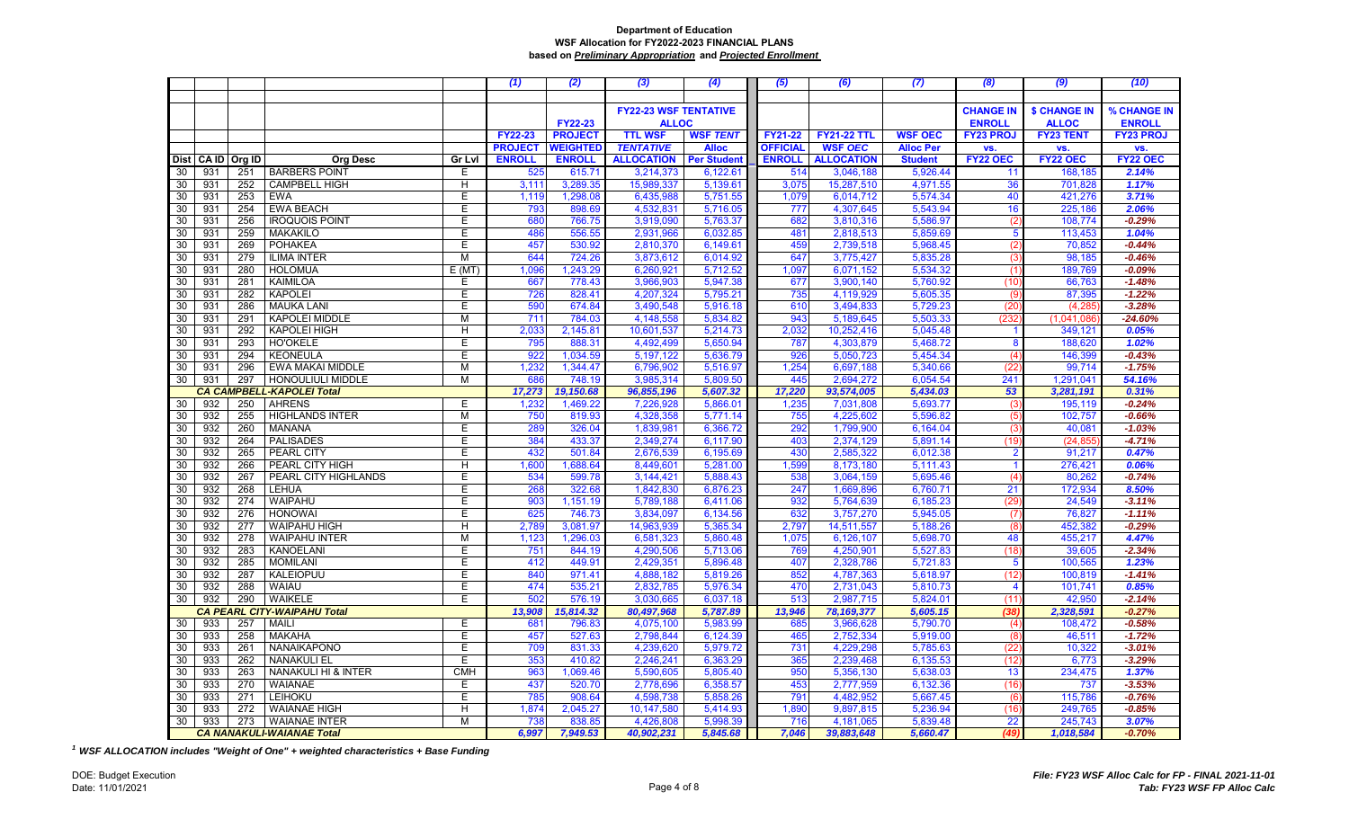**Department of Education**
**WSF Allocation for FY2022-2023 FINANCIAL PLANS**
**based on *Preliminary Appropriation* and *Projected Enrollment***

| | | | | | (1) | (2) | (3) | (4) | (5) | (6) | (7) | (8) | (9) | (10) |
|---|---|---|---|---|---|---|---|---|---|---|---|---|---|---|
| | | | | | | | FY22-23 WSF TENTATIVE ALLOC | | | | | CHANGE IN ENROLL | $ CHANGE IN ALLOC | % CHANGE IN ENROLL |
| | | | | | FY22-23 PROJECT ENROLL | FY22-23 PROJECT WEIGHTED ENROLL | TTL WSF TENTATIVE ALLOCATION | WSF TENT Alloc Per Student | FY21-22 OFFICIAL ENROLL | FY21-22 TTL WSF OEC ALLOCATION | WSF OEC Alloc Per Student | FY23 PROJ vs. FY22 OEC | FY23 TENT vs. FY22 OEC | FY23 PROJ vs. FY22 OEC |
| Dist | CA ID | Org ID | Org Desc | Gr Lvl | | | | | | | | | | |
| 30 | 931 | 251 | BARBERS POINT | E | 525 | 615.71 | 3,214,373 | 6,122.61 | 514 | 3,046,188 | 5,926.44 | 11 | 168,185 | 2.14% |
| 30 | 931 | 252 | CAMPBELL HIGH | H | 3,111 | 3,289.35 | 15,989,337 | 5,139.61 | 3,075 | 15,287,510 | 4,971.55 | 36 | 701,828 | 1.17% |
| 30 | 931 | 253 | EWA | E | 1,119 | 1,298.08 | 6,435,988 | 5,751.55 | 1,079 | 6,014,712 | 5,574.34 | 40 | 421,276 | 3.71% |
| 30 | 931 | 254 | EWA BEACH | E | 793 | 898.69 | 4,532,831 | 5,716.05 | 777 | 4,307,645 | 5,543.94 | 16 | 225,186 | 2.06% |
| 30 | 931 | 256 | IROQUOIS POINT | E | 680 | 766.75 | 3,919,090 | 5,763.37 | 682 | 3,810,316 | 5,586.97 | (2) | 108,774 | -0.29% |
| 30 | 931 | 259 | MAKAKILO | E | 486 | 556.55 | 2,931,966 | 6,032.85 | 481 | 2,818,513 | 5,859.69 | 5 | 113,453 | 1.04% |
| 30 | 931 | 269 | POHAKEA | E | 457 | 530.92 | 2,810,370 | 6,149.61 | 459 | 2,739,518 | 5,968.45 | (2) | 70,852 | -0.44% |
| 30 | 931 | 279 | ILIMA INTER | M | 644 | 724.26 | 3,873,612 | 6,014.92 | 647 | 3,775,427 | 5,835.28 | (3) | 98,185 | -0.46% |
| 30 | 931 | 280 | HOLOMUA | E (MT) | 1,096 | 1,243.29 | 6,260,921 | 5,712.52 | 1,097 | 6,071,152 | 5,534.32 | (1) | 189,769 | -0.09% |
| 30 | 931 | 281 | KAIMILOA | E | 667 | 778.43 | 3,966,903 | 5,947.38 | 677 | 3,900,140 | 5,760.92 | (10) | 66,763 | -1.48% |
| 30 | 931 | 282 | KAPOLEI | E | 726 | 828.41 | 4,207,324 | 5,795.21 | 735 | 4,119,929 | 5,605.35 | (9) | 87,395 | -1.22% |
| 30 | 931 | 286 | MAUKA LANI | E | 590 | 674.84 | 3,490,548 | 5,916.18 | 610 | 3,494,833 | 5,729.23 | (20) | (4,285) | -3.28% |
| 30 | 931 | 291 | KAPOLEI MIDDLE | M | 711 | 784.03 | 4,148,558 | 5,834.82 | 943 | 5,189,645 | 5,503.33 | (232) | (1,041,086) | -24.60% |
| 30 | 931 | 292 | KAPOLEI HIGH | H | 2,033 | 2,145.81 | 10,601,537 | 5,214.73 | 2,032 | 10,252,416 | 5,045.48 | 1 | 349,121 | 0.05% |
| 30 | 931 | 293 | HO'OKELE | E | 795 | 888.31 | 4,492,499 | 5,650.94 | 787 | 4,303,879 | 5,468.72 | 8 | 188,620 | 1.02% |
| 30 | 931 | 294 | KEONEULA | E | 922 | 1,034.59 | 5,197,122 | 5,636.79 | 926 | 5,050,723 | 5,454.34 | (4) | 146,399 | -0.43% |
| 30 | 931 | 296 | EWA MAKAI MIDDLE | M | 1,232 | 1,344.47 | 6,796,902 | 5,516.97 | 1,254 | 6,697,188 | 5,340.66 | (22) | 99,714 | -1.75% |
| 30 | 931 | 297 | HONOULIULI MIDDLE | M | 686 | 748.19 | 3,985,314 | 5,809.50 | 445 | 2,694,272 | 6,054.54 | 241 | 1,291,041 | 54.16% |
| | | | ***CA CAMPBELL-KAPOLEI Total*** | | ***17,273*** | ***19,150.68*** | ***96,855,196*** | ***5,607.32*** | ***17,220*** | ***93,574,005*** | ***5,434.03*** | ***53*** | ***3,281,191*** | ***0.31%*** |
| 30 | 932 | 250 | AHRENS | E | 1,232 | 1,469.22 | 7,226,928 | 5,866.01 | 1,235 | 7,031,808 | 5,693.77 | (3) | 195,119 | -0.24% |
| 30 | 932 | 255 | HIGHLANDS INTER | M | 750 | 819.93 | 4,328,358 | 5,771.14 | 755 | 4,225,602 | 5,596.82 | (5) | 102,757 | -0.66% |
| 30 | 932 | 260 | MANANA | E | 289 | 326.04 | 1,839,981 | 6,366.72 | 292 | 1,799,900 | 6,164.04 | (3) | 40,081 | -1.03% |
| 30 | 932 | 264 | PALISADES | E | 384 | 433.37 | 2,349,274 | 6,117.90 | 403 | 2,374,129 | 5,891.14 | (19) | (24,855) | -4.71% |
| 30 | 932 | 265 | PEARL CITY | E | 432 | 501.84 | 2,676,539 | 6,195.69 | 430 | 2,585,322 | 6,012.38 | 2 | 91,217 | 0.47% |
| 30 | 932 | 266 | PEARL CITY HIGH | H | 1,600 | 1,688.64 | 8,449,601 | 5,281.00 | 1,599 | 8,173,180 | 5,111.43 | 1 | 276,421 | 0.06% |
| 30 | 932 | 267 | PEARL CITY HIGHLANDS | E | 534 | 599.78 | 3,144,421 | 5,888.43 | 538 | 3,064,159 | 5,695.46 | (4) | 80,262 | -0.74% |
| 30 | 932 | 268 | LEHUA | E | 268 | 322.68 | 1,842,830 | 6,876.23 | 247 | 1,669,896 | 6,760.71 | 21 | 172,934 | 8.50% |
| 30 | 932 | 274 | WAIPAHU | E | 903 | 1,151.19 | 5,789,188 | 6,411.06 | 932 | 5,764,639 | 6,185.23 | (29) | 24,549 | -3.11% |
| 30 | 932 | 276 | HONOWAI | E | 625 | 746.73 | 3,834,097 | 6,134.56 | 632 | 3,757,270 | 5,945.05 | (7) | 76,827 | -1.11% |
| 30 | 932 | 277 | WAIPAHU HIGH | H | 2,789 | 3,081.97 | 14,963,939 | 5,365.34 | 2,797 | 14,511,557 | 5,188.26 | (8) | 452,382 | -0.29% |
| 30 | 932 | 278 | WAIPAHU INTER | M | 1,123 | 1,296.03 | 6,581,323 | 5,860.48 | 1,075 | 6,126,107 | 5,698.70 | 48 | 455,217 | 4.47% |
| 30 | 932 | 283 | KANOELANI | E | 751 | 844.19 | 4,290,506 | 5,713.06 | 769 | 4,250,901 | 5,527.83 | (18) | 39,605 | -2.34% |
| 30 | 932 | 285 | MOMILANI | E | 412 | 449.91 | 2,429,351 | 5,896.48 | 407 | 2,328,786 | 5,721.83 | 5 | 100,565 | 1.23% |
| 30 | 932 | 287 | KALEIOPUU | E | 840 | 971.41 | 4,888,182 | 5,819.26 | 852 | 4,787,363 | 5,618.97 | (12) | 100,819 | -1.41% |
| 30 | 932 | 288 | WAIAU | E | 474 | 535.21 | 2,832,785 | 5,976.34 | 470 | 2,731,043 | 5,810.73 | 4 | 101,741 | 0.85% |
| 30 | 932 | 290 | WAIKELE | E | 502 | 576.19 | 3,030,665 | 6,037.18 | 513 | 2,987,715 | 5,824.01 | (11) | 42,950 | -2.14% |
| | | | ***CA PEARL CITY-WAIPAHU Total*** | | ***13,908*** | ***15,814.32*** | ***80,497,968*** | ***5,787.89*** | ***13,946*** | ***78,169,377*** | ***5,605.15*** | ***(38)*** | ***2,328,591*** | ***-0.27%*** |
| 30 | 933 | 257 | MAILI | E | 681 | 796.83 | 4,075,100 | 5,983.99 | 685 | 3,966,628 | 5,790.70 | (4) | 108,472 | -0.58% |
| 30 | 933 | 258 | MAKAHA | E | 457 | 527.63 | 2,798,844 | 6,124.39 | 465 | 2,752,334 | 5,919.00 | (8) | 46,511 | -1.72% |
| 30 | 933 | 261 | NANAIKAPONO | E | 709 | 831.33 | 4,239,620 | 5,979.72 | 731 | 4,229,298 | 5,785.63 | (22) | 10,322 | -3.01% |
| 30 | 933 | 262 | NANAKULI EL | E | 353 | 410.82 | 2,246,241 | 6,363.29 | 365 | 2,239,468 | 6,135.53 | (12) | 6,773 | -3.29% |
| 30 | 933 | 263 | NANAKULI HI & INTER | CMH | 963 | 1,069.46 | 5,590,605 | 5,805.40 | 950 | 5,356,130 | 5,638.03 | 13 | 234,475 | 1.37% |
| 30 | 933 | 270 | WAIANAE | E | 437 | 520.70 | 2,778,696 | 6,358.57 | 453 | 2,777,959 | 6,132.36 | (16) | 737 | -3.53% |
| 30 | 933 | 271 | LEIHOKU | E | 785 | 908.64 | 4,598,738 | 5,858.26 | 791 | 4,482,952 | 5,667.45 | (6) | 115,786 | -0.76% |
| 30 | 933 | 272 | WAIANAE HIGH | H | 1,874 | 2,045.27 | 10,147,580 | 5,414.93 | 1,890 | 9,897,815 | 5,236.94 | (16) | 249,765 | -0.85% |
| 30 | 933 | 273 | WAIANAE INTER | M | 738 | 838.85 | 4,426,808 | 5,998.39 | 716 | 4,181,065 | 5,839.48 | 22 | 245,743 | 3.07% |
| | | | ***CA NANAKULI-WAIANAE Total*** | | ***6,997*** | ***7,949.53*** | ***40,902,231*** | ***5,845.68*** | ***7,046*** | ***39,883,648*** | ***5,660.47*** | ***(49)*** | ***1,018,584*** | ***-0.70%*** |

[1] ***WSF ALLOCATION includes "Weight of One" + weighted characteristics + Base Funding***

DOE: Budget Execution
Date: 11/01/2021

*File: FY23 WSF Alloc Calc for FP - FINAL 2021-11-01*
*Tab: FY23 WSF FP Alloc Calc*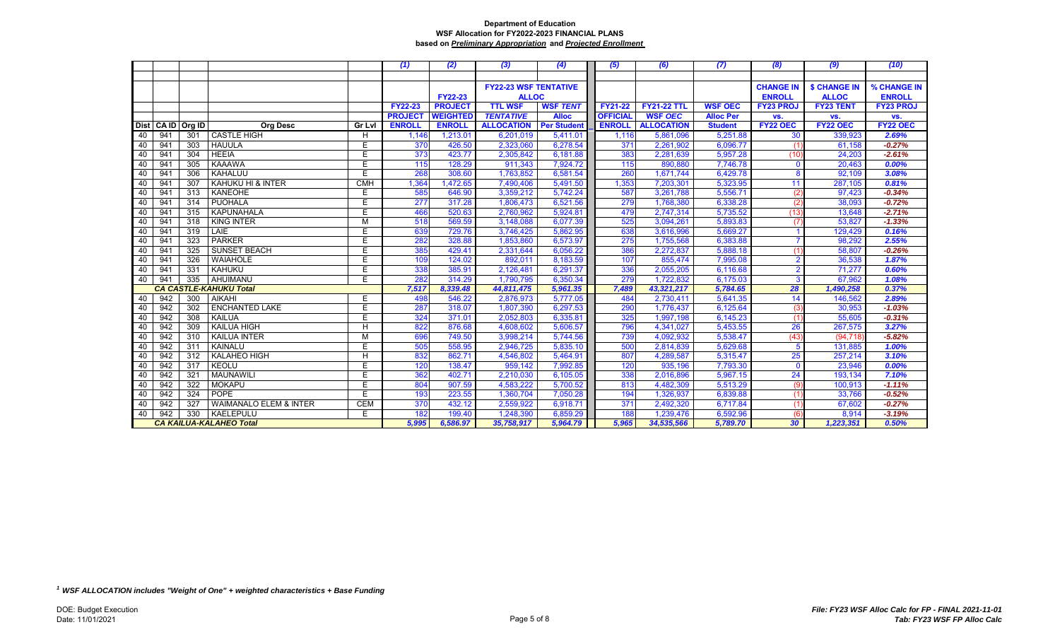**Department of Education**
**WSF Allocation for FY2022-2023 FINANCIAL PLANS**
**based on *Preliminary Appropriation* and *Projected Enrollment***

| | | | | | (1) | (2) | (3) | (4) | (5) | (6) | (7) | (8) | (9) | (10) |
|---|---|---|---|---|---|---|---|---|---|---|---|---|---|---|
| | | | | | | | FY22-23 WSF TENTATIVE ALLOC | | | | | CHANGE IN ENROLL | $ CHANGE IN ALLOC | % CHANGE IN ENROLL |
| | | | | | FY22-23 PROJECT ENROLL | FY22-23 PROJECT WEIGHTED ENROLL | TTL WSF *TENTATIVE* ALLOCATION | WSF *TENT* Alloc Per Student | FY21-22 OFFICIAL ENROLL | FY21-22 TTL WSF *OEC* ALLOCATION | WSF OEC Alloc Per Student | FY23 PROJ vs. FY22 OEC | FY23 TENT vs. FY22 OEC | FY23 PROJ vs. FY22 OEC |
| Dist | CA ID | Org ID | Org Desc | Gr Lvl | | | | | | | | | | |
| 40 | 941 | 301 | CASTLE HIGH | H | 1,146 | 1,213.01 | 6,201,019 | 5,411.01 | 1,116 | 5,861,096 | 5,251.88 | 30 | 339,923 | 2.69% |
| 40 | 941 | 303 | HAUULA | E | 370 | 426.50 | 2,323,060 | 6,278.54 | 371 | 2,261,902 | 6,096.77 | (1) | 61,158 | -0.27% |
| 40 | 941 | 304 | HEEIA | E | 373 | 423.77 | 2,305,842 | 6,181.88 | 383 | 2,281,639 | 5,957.28 | (10) | 24,203 | -2.61% |
| 40 | 941 | 305 | KAAAWA | E | 115 | 128.29 | 911,343 | 7,924.72 | 115 | 890,880 | 7,746.78 | 0 | 20,463 | 0.00% |
| 40 | 941 | 306 | KAHALUU | E | 268 | 308.60 | 1,763,852 | 6,581.54 | 260 | 1,671,744 | 6,429.78 | 8 | 92,109 | 3.08% |
| 40 | 941 | 307 | KAHUKU HI & INTER | CMH | 1,364 | 1,472.65 | 7,490,406 | 5,491.50 | 1,353 | 7,203,301 | 5,323.95 | 11 | 287,105 | 0.81% |
| 40 | 941 | 313 | KANEOHE | E | 585 | 646.90 | 3,359,212 | 5,742.24 | 587 | 3,261,788 | 5,556.71 | (2) | 97,423 | -0.34% |
| 40 | 941 | 314 | PUOHALA | E | 277 | 317.28 | 1,806,473 | 6,521.56 | 279 | 1,768,380 | 6,338.28 | (2) | 38,093 | -0.72% |
| 40 | 941 | 315 | KAPUNAHALA | E | 466 | 520.63 | 2,760,962 | 5,924.81 | 479 | 2,747,314 | 5,735.52 | (13) | 13,648 | -2.71% |
| 40 | 941 | 318 | KING INTER | M | 518 | 569.59 | 3,148,088 | 6,077.39 | 525 | 3,094,261 | 5,893.83 | (7) | 53,827 | -1.33% |
| 40 | 941 | 319 | LAIE | E | 639 | 729.76 | 3,746,425 | 5,862.95 | 638 | 3,616,996 | 5,669.27 | 1 | 129,429 | 0.16% |
| 40 | 941 | 323 | PARKER | E | 282 | 328.88 | 1,853,860 | 6,573.97 | 275 | 1,755,568 | 6,383.88 | 7 | 98,292 | 2.55% |
| 40 | 941 | 325 | SUNSET BEACH | E | 385 | 429.41 | 2,331,644 | 6,056.22 | 386 | 2,272,837 | 5,888.18 | (1) | 58,807 | -0.26% |
| 40 | 941 | 326 | WAIAHOLE | E | 109 | 124.02 | 892,011 | 8,183.59 | 107 | 855,474 | 7,995.08 | 2 | 36,538 | 1.87% |
| 40 | 941 | 331 | KAHUKU | E | 338 | 385.91 | 2,126,481 | 6,291.37 | 336 | 2,055,205 | 6,116.68 | 2 | 71,277 | 0.60% |
| 40 | 941 | 335 | AHUIMANU | E | 282 | 314.29 | 1,790,795 | 6,350.34 | 279 | 1,722,832 | 6,175.03 | 3 | 67,962 | 1.08% |
| | | | ***CA CASTLE-KAHUKU Total*** | | ***7,517*** | ***8,339.48*** | ***44,811,475*** | ***5,961.35*** | ***7,489*** | ***43,321,217*** | ***5,784.65*** | ***28*** | ***1,490,258*** | ***0.37%*** |
| 40 | 942 | 300 | AIKAHI | E | 498 | 546.22 | 2,876,973 | 5,777.05 | 484 | 2,730,411 | 5,641.35 | 14 | 146,562 | 2.89% |
| 40 | 942 | 302 | ENCHANTED LAKE | E | 287 | 318.07 | 1,807,390 | 6,297.53 | 290 | 1,776,437 | 6,125.64 | (3) | 30,953 | -1.03% |
| 40 | 942 | 308 | KAILUA | E | 324 | 371.01 | 2,052,803 | 6,335.81 | 325 | 1,997,198 | 6,145.23 | (1) | 55,605 | -0.31% |
| 40 | 942 | 309 | KAILUA HIGH | H | 822 | 876.68 | 4,608,602 | 5,606.57 | 796 | 4,341,027 | 5,453.55 | 26 | 267,575 | 3.27% |
| 40 | 942 | 310 | KAILUA INTER | M | 696 | 749.50 | 3,998,214 | 5,744.56 | 739 | 4,092,932 | 5,538.47 | (43) | (94,718) | -5.82% |
| 40 | 942 | 311 | KAINALU | E | 505 | 558.95 | 2,946,725 | 5,835.10 | 500 | 2,814,839 | 5,629.68 | 5 | 131,885 | 1.00% |
| 40 | 942 | 312 | KALAHEO HIGH | H | 832 | 862.71 | 4,546,802 | 5,464.91 | 807 | 4,289,587 | 5,315.47 | 25 | 257,214 | 3.10% |
| 40 | 942 | 317 | KEOLU | E | 120 | 138.47 | 959,142 | 7,992.85 | 120 | 935,196 | 7,793.30 | 0 | 23,946 | 0.00% |
| 40 | 942 | 321 | MAUNAWILI | E | 362 | 402.71 | 2,210,030 | 6,105.05 | 338 | 2,016,896 | 5,967.15 | 24 | 193,134 | 7.10% |
| 40 | 942 | 322 | MOKAPU | E | 804 | 907.59 | 4,583,222 | 5,700.52 | 813 | 4,482,309 | 5,513.29 | (9) | 100,913 | -1.11% |
| 40 | 942 | 324 | POPE | E | 193 | 223.55 | 1,360,704 | 7,050.28 | 194 | 1,326,937 | 6,839.88 | (1) | 33,766 | -0.52% |
| 40 | 942 | 327 | WAIMANALO ELEM & INTER | CEM | 370 | 432.12 | 2,559,922 | 6,918.71 | 371 | 2,492,320 | 6,717.84 | (1) | 67,602 | -0.27% |
| 40 | 942 | 330 | KAELEPULU | E | 182 | 199.40 | 1,248,390 | 6,859.29 | 188 | 1,239,476 | 6,592.96 | (6) | 8,914 | -3.19% |
| | | | ***CA KAILUA-KALAHEO Total*** | | ***5,995*** | ***6,586.97*** | ***35,758,917*** | ***5,964.79*** | ***5,965*** | ***34,535,566*** | ***5,789.70*** | ***30*** | ***1,223,351*** | ***0.50%*** |

[1] ***WSF ALLOCATION includes "Weight of One" + weighted characteristics + Base Funding***

DOE: Budget Execution
Date: 11/01/2021

*File: FY23 WSF Alloc Calc for FP - FINAL 2021-11-01*
*Tab: FY23 WSF FP Alloc Calc*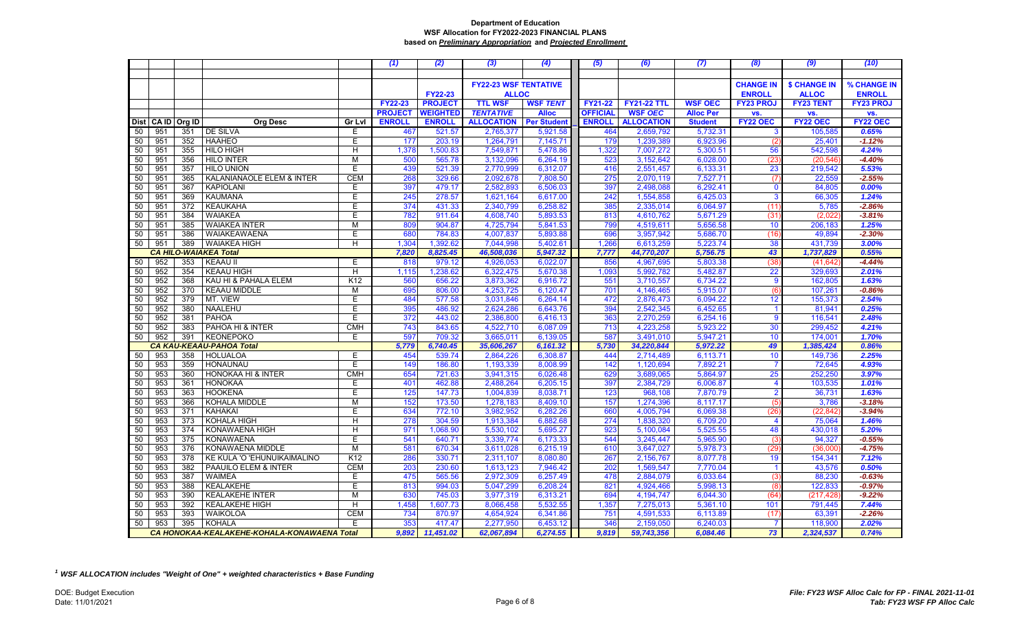**Department of Education**
**WSF Allocation for FY2022-2023 FINANCIAL PLANS**
**based on *Preliminary Appropriation* and *Projected Enrollment***

| | | | | | (1) | (2) | (3) | (4) | (5) | (6) | (7) | (8) | (9) | (10) |
|---|---|---|---|---|---|---|---|---|---|---|---|---|---|---|
| | | | | | | | FY22-23 WSF TENTATIVE ALLOC | | | | | CHANGE IN ENROLL | $ CHANGE IN ALLOC | % CHANGE IN ENROLL |
| | | | | | FY22-23 PROJECT | FY22-23 PROJECT WEIGHTED | TTL WSF *TENTATIVE* | WSF *TENT* Alloc | FY21-22 OFFICIAL | FY21-22 TTL WSF *OEC* | WSF OEC Alloc Per | FY23 PROJ vs. | FY23 TENT vs. | FY23 PROJ vs. |
| Dist | CA ID | Org ID | Org Desc | Gr Lvl | ENROLL | ENROLL | ALLOCATION | Per Student | ENROLL | ALLOCATION | Student | FY22 OEC | FY22 OEC | FY22 OEC |
| 50 | 951 | 351 | DE SILVA | E | 467 | 521.57 | 2,765,377 | 5,921.58 | 464 | 2,659,792 | 5,732.31 | 3 | 105,585 | 0.65% |
| 50 | 951 | 352 | HAAHEO | E | 177 | 203.19 | 1,264,791 | 7,145.71 | 179 | 1,239,389 | 6,923.96 | (2) | 25,401 | -1.12% |
| 50 | 951 | 355 | HILO HIGH | H | 1,378 | 1,500.83 | 7,549,871 | 5,478.86 | 1,322 | 7,007,272 | 5,300.51 | 56 | 542,598 | 4.24% |
| 50 | 951 | 356 | HILO INTER | M | 500 | 565.78 | 3,132,096 | 6,264.19 | 523 | 3,152,642 | 6,028.00 | (23) | (20,546) | -4.40% |
| 50 | 951 | 357 | HILO UNION | E | 439 | 521.39 | 2,770,999 | 6,312.07 | 416 | 2,551,457 | 6,133.31 | 23 | 219,542 | 5.53% |
| 50 | 951 | 365 | KALANIANAOLE ELEM & INTER | CEM | 268 | 329.66 | 2,092,678 | 7,808.50 | 275 | 2,070,119 | 7,527.71 | (7) | 22,559 | -2.55% |
| 50 | 951 | 367 | KAPIOLANI | E | 397 | 479.17 | 2,582,893 | 6,506.03 | 397 | 2,498,088 | 6,292.41 | 0 | 84,805 | 0.00% |
| 50 | 951 | 369 | KAUMANA | E | 245 | 278.57 | 1,621,164 | 6,617.00 | 242 | 1,554,858 | 6,425.03 | 3 | 66,305 | 1.24% |
| 50 | 951 | 372 | KEAUKAHA | E | 374 | 431.33 | 2,340,799 | 6,258.82 | 385 | 2,335,014 | 6,064.97 | (11) | 5,785 | -2.86% |
| 50 | 951 | 384 | WAIAKEA | E | 782 | 911.64 | 4,608,740 | 5,893.53 | 813 | 4,610,762 | 5,671.29 | (31) | (2,022) | -3.81% |
| 50 | 951 | 385 | WAIAKEA INTER | M | 809 | 904.87 | 4,725,794 | 5,841.53 | 799 | 4,519,611 | 5,656.58 | 10 | 206,183 | 1.25% |
| 50 | 951 | 386 | WAIAKEAWAENA | E | 680 | 784.83 | 4,007,837 | 5,893.88 | 696 | 3,957,942 | 5,686.70 | (16) | 49,894 | -2.30% |
| 50 | 951 | 389 | WAIAKEA HIGH | H | 1,304 | 1,392.62 | 7,044,998 | 5,402.61 | 1,266 | 6,613,259 | 5,223.74 | 38 | 431,739 | 3.00% |
| ***CA HILO-WAIAKEA Total*** | | | | | ***7,820*** | ***8,825.45*** | ***46,508,036*** | ***5,947.32*** | ***7,777*** | ***44,770,207*** | ***5,756.75*** | ***43*** | ***1,737,829*** | ***0.55%*** |
| 50 | 952 | 353 | KEAAU II | E | 818 | 979.12 | 4,926,053 | 6,022.07 | 856 | 4,967,695 | 5,803.38 | (38) | (41,642) | -4.44% |
| 50 | 952 | 354 | KEAAU HIGH | H | 1,115 | 1,238.62 | 6,322,475 | 5,670.38 | 1,093 | 5,992,782 | 5,482.87 | 22 | 329,693 | 2.01% |
| 50 | 952 | 368 | KAU HI & PAHALA ELEM | K12 | 560 | 656.22 | 3,873,362 | 6,916.72 | 551 | 3,710,557 | 6,734.22 | 9 | 162,805 | 1.63% |
| 50 | 952 | 370 | KEAAU MIDDLE | M | 695 | 806.00 | 4,253,725 | 6,120.47 | 701 | 4,146,465 | 5,915.07 | (6) | 107,261 | -0.86% |
| 50 | 952 | 379 | MT. VIEW | E | 484 | 577.58 | 3,031,846 | 6,264.14 | 472 | 2,876,473 | 6,094.22 | 12 | 155,373 | 2.54% |
| 50 | 952 | 380 | NAALEHU | E | 395 | 486.92 | 2,624,286 | 6,643.76 | 394 | 2,542,345 | 6,452.65 | 1 | 81,941 | 0.25% |
| 50 | 952 | 381 | PAHOA | E | 372 | 443.02 | 2,386,800 | 6,416.13 | 363 | 2,270,259 | 6,254.16 | 9 | 116,541 | 2.48% |
| 50 | 952 | 383 | PAHOA HI & INTER | CMH | 743 | 843.65 | 4,522,710 | 6,087.09 | 713 | 4,223,258 | 5,923.22 | 30 | 299,452 | 4.21% |
| 50 | 952 | 391 | KEONEPOKO | E | 597 | 709.32 | 3,665,011 | 6,139.05 | 587 | 3,491,010 | 5,947.21 | 10 | 174,001 | 1.70% |
| ***CA KAU-KEAAU-PAHOA Total*** | | | | | ***5,779*** | ***6,740.45*** | ***35,606,267*** | ***6,161.32*** | ***5,730*** | ***34,220,844*** | ***5,972.22*** | ***49*** | ***1,385,424*** | ***0.86%*** |
| 50 | 953 | 358 | HOLUALOA | E | 454 | 539.74 | 2,864,226 | 6,308.87 | 444 | 2,714,489 | 6,113.71 | 10 | 149,736 | 2.25% |
| 50 | 953 | 359 | HONAUNAU | E | 149 | 186.80 | 1,193,339 | 8,008.99 | 142 | 1,120,694 | 7,892.21 | 7 | 72,645 | 4.93% |
| 50 | 953 | 360 | HONOKAA HI & INTER | CMH | 654 | 721.63 | 3,941,315 | 6,026.48 | 629 | 3,689,065 | 5,864.97 | 25 | 252,250 | 3.97% |
| 50 | 953 | 361 | HONOKAA | E | 401 | 462.88 | 2,488,264 | 6,205.15 | 397 | 2,384,729 | 6,006.87 | 4 | 103,535 | 1.01% |
| 50 | 953 | 363 | HOOKENA | E | 125 | 147.73 | 1,004,839 | 8,038.71 | 123 | 968,108 | 7,870.79 | 2 | 36,731 | 1.63% |
| 50 | 953 | 366 | KOHALA MIDDLE | M | 152 | 173.50 | 1,278,183 | 8,409.10 | 157 | 1,274,396 | 8,117.17 | (5) | 3,786 | -3.18% |
| 50 | 953 | 371 | KAHAKAI | E | 634 | 772.10 | 3,982,952 | 6,282.26 | 660 | 4,005,794 | 6,069.38 | (26) | (22,842) | -3.94% |
| 50 | 953 | 373 | KOHALA HIGH | H | 278 | 304.59 | 1,913,384 | 6,882.68 | 274 | 1,838,320 | 6,709.20 | 4 | 75,064 | 1.46% |
| 50 | 953 | 374 | KONAWAENA HIGH | H | 971 | 1,068.90 | 5,530,102 | 5,695.27 | 923 | 5,100,084 | 5,525.55 | 48 | 430,018 | 5.20% |
| 50 | 953 | 375 | KONAWAENA | E | 541 | 640.71 | 3,339,774 | 6,173.33 | 544 | 3,245,447 | 5,965.90 | (3) | 94,327 | -0.55% |
| 50 | 953 | 376 | KONAWAENA MIDDLE | M | 581 | 670.34 | 3,611,028 | 6,215.19 | 610 | 3,647,027 | 5,978.73 | (29) | (36,000) | -4.75% |
| 50 | 953 | 378 | KE KULA 'O 'EHUNUIKAIMALINO | K12 | 286 | 330.71 | 2,311,107 | 8,080.80 | 267 | 2,156,767 | 8,077.78 | 19 | 154,341 | 7.12% |
| 50 | 953 | 382 | PAAUILO ELEM & INTER | CEM | 203 | 230.60 | 1,613,123 | 7,946.42 | 202 | 1,569,547 | 7,770.04 | 1 | 43,576 | 0.50% |
| 50 | 953 | 387 | WAIMEA | E | 475 | 565.56 | 2,972,309 | 6,257.49 | 478 | 2,884,079 | 6,033.64 | (3) | 88,230 | -0.63% |
| 50 | 953 | 388 | KEALAKEHE | E | 813 | 994.03 | 5,047,299 | 6,208.24 | 821 | 4,924,466 | 5,998.13 | (8) | 122,833 | -0.97% |
| 50 | 953 | 390 | KEALAKEHE INTER | M | 630 | 745.03 | 3,977,319 | 6,313.21 | 694 | 4,194,747 | 6,044.30 | (64) | (217,428) | -9.22% |
| 50 | 953 | 392 | KEALAKEHE HIGH | H | 1,458 | 1,607.73 | 8,066,458 | 5,532.55 | 1,357 | 7,275,013 | 5,361.10 | 101 | 791,445 | 7.44% |
| 50 | 953 | 393 | WAIKOLOA | CEM | 734 | 870.97 | 4,654,924 | 6,341.86 | 751 | 4,591,533 | 6,113.89 | (17) | 63,391 | -2.26% |
| 50 | 953 | 395 | KOHALA | E | 353 | 417.47 | 2,277,950 | 6,453.12 | 346 | 2,159,050 | 6,240.03 | 7 | 118,900 | 2.02% |
| ***CA HONOKAA-KEALAKEHE-KOHALA-KONAWAENA Total*** | | | | | ***9,892*** | ***11,451.02*** | ***62,067,894*** | ***6,274.55*** | ***9,819*** | ***59,743,356*** | ***6,084.46*** | ***73*** | ***2,324,537*** | ***0.74%*** |

*[1] WSF ALLOCATION includes "Weight of One" + weighted characteristics + Base Funding*

DOE: Budget Execution
Date: 11/01/2021

*File: FY23 WSF Alloc Calc for FP - FINAL 2021-11-01*
*Tab: FY23 WSF FP Alloc Calc*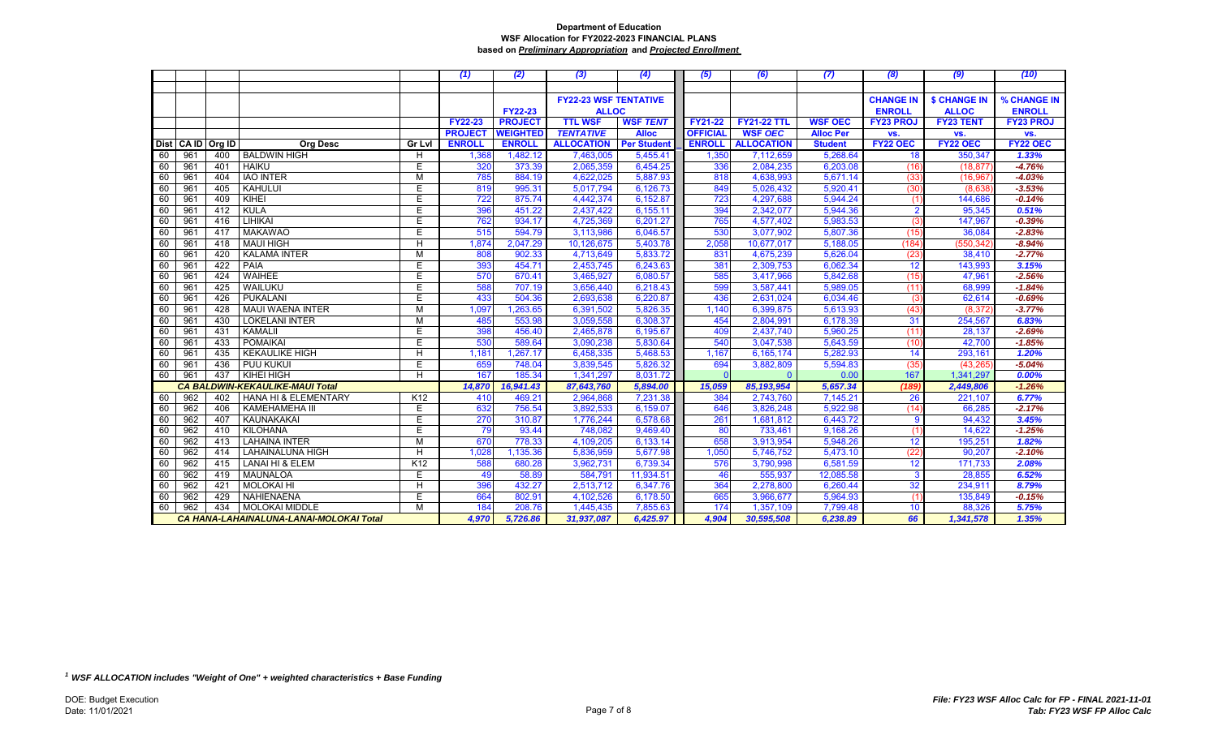**Department of Education**
**WSF Allocation for FY2022-2023 FINANCIAL PLANS**
**based on *Preliminary Appropriation* and *Projected Enrollment***

| | | | | | (1) | (2) | (3) | (4) | (5) | (6) | (7) | (8) | (9) | (10) |
|---|---|---|---|---|---|---|---|---|---|---|---|---|---|---|
| | | | | | | | FY22-23 WSF TENTATIVE ALLOC | | | | | CHANGE IN ENROLL | $ CHANGE IN ALLOC | % CHANGE IN ENROLL |
| | | | | | FY22-23 | FY22-23 PROJECT | TTL WSF | WSF *TENT* | FY21-22 | FY21-22 TTL | WSF OEC | FY23 PROJ | FY23 TENT | FY23 PROJ |
| | | | | | PROJECT | WEIGHTED | *TENTATIVE* | Alloc | OFFICIAL | WSF *OEC* | Alloc Per | vs. | vs. | vs. |
| Dist | CA ID | Org ID | Org Desc | Gr Lvl | ENROLL | ENROLL | ALLOCATION | Per Student | ENROLL | ALLOCATION | Student | FY22 OEC | FY22 OEC | FY22 OEC |
| 60 | 961 | 400 | BALDWIN HIGH | H | 1,368 | 1,482.12 | 7,463,005 | 5,455.41 | 1,350 | 7,112,659 | 5,268.64 | 18 | 350,347 | 1.33% |
| 60 | 961 | 401 | HAIKU | E | 320 | 373.39 | 2,065,359 | 6,454.25 | 336 | 2,084,235 | 6,203.08 | (16) | (18,877) | -4.76% |
| 60 | 961 | 404 | IAO INTER | M | 785 | 884.19 | 4,622,025 | 5,887.93 | 818 | 4,638,993 | 5,671.14 | (33) | (16,967) | -4.03% |
| 60 | 961 | 405 | KAHULUI | E | 819 | 995.31 | 5,017,794 | 6,126.73 | 849 | 5,026,432 | 5,920.41 | (30) | (8,638) | -3.53% |
| 60 | 961 | 409 | KIHEI | E | 722 | 875.74 | 4,442,374 | 6,152.87 | 723 | 4,297,688 | 5,944.24 | (1) | 144,686 | -0.14% |
| 60 | 961 | 412 | KULA | E | 396 | 451.22 | 2,437,422 | 6,155.11 | 394 | 2,342,077 | 5,944.36 | 2 | 95,345 | 0.51% |
| 60 | 961 | 416 | LIHIKAI | E | 762 | 934.17 | 4,725,369 | 6,201.27 | 765 | 4,577,402 | 5,983.53 | (3) | 147,967 | -0.39% |
| 60 | 961 | 417 | MAKAWAO | E | 515 | 594.79 | 3,113,986 | 6,046.57 | 530 | 3,077,902 | 5,807.36 | (15) | 36,084 | -2.83% |
| 60 | 961 | 418 | MAUI HIGH | H | 1,874 | 2,047.29 | 10,126,675 | 5,403.78 | 2,058 | 10,677,017 | 5,188.05 | (184) | (550,342) | -8.94% |
| 60 | 961 | 420 | KALAMA INTER | M | 808 | 902.33 | 4,713,649 | 5,833.72 | 831 | 4,675,239 | 5,626.04 | (23) | 38,410 | -2.77% |
| 60 | 961 | 422 | PAIA | E | 393 | 454.71 | 2,453,745 | 6,243.63 | 381 | 2,309,753 | 6,062.34 | 12 | 143,993 | 3.15% |
| 60 | 961 | 424 | WAIHEE | E | 570 | 670.41 | 3,465,927 | 6,080.57 | 585 | 3,417,966 | 5,842.68 | (15) | 47,961 | -2.56% |
| 60 | 961 | 425 | WAILUKU | E | 588 | 707.19 | 3,656,440 | 6,218.43 | 599 | 3,587,441 | 5,989.05 | (11) | 68,999 | -1.84% |
| 60 | 961 | 426 | PUKALANI | E | 433 | 504.36 | 2,693,638 | 6,220.87 | 436 | 2,631,024 | 6,034.46 | (3) | 62,614 | -0.69% |
| 60 | 961 | 428 | MAUI WAENA INTER | M | 1,097 | 1,263.65 | 6,391,502 | 5,826.35 | 1,140 | 6,399,875 | 5,613.93 | (43) | (8,372) | -3.77% |
| 60 | 961 | 430 | LOKELANI INTER | M | 485 | 553.98 | 3,059,558 | 6,308.37 | 454 | 2,804,991 | 6,178.39 | 31 | 254,567 | 6.83% |
| 60 | 961 | 431 | KAMALII | E | 398 | 456.40 | 2,465,878 | 6,195.67 | 409 | 2,437,740 | 5,960.25 | (11) | 28,137 | -2.69% |
| 60 | 961 | 433 | POMAIKAI | E | 530 | 589.64 | 3,090,238 | 5,830.64 | 540 | 3,047,538 | 5,643.59 | (10) | 42,700 | -1.85% |
| 60 | 961 | 435 | KEKAULIKE HIGH | H | 1,181 | 1,267.17 | 6,458,335 | 5,468.53 | 1,167 | 6,165,174 | 5,282.93 | 14 | 293,161 | 1.20% |
| 60 | 961 | 436 | PUU KUKUI | E | 659 | 748.04 | 3,839,545 | 5,826.32 | 694 | 3,882,809 | 5,594.83 | (35) | (43,265) | -5.04% |
| 60 | 961 | 437 | KIHEI HIGH | H | 167 | 185.34 | 1,341,297 | 8,031.72 | 0 | 0 | 0.00 | 167 | 1,341,297 | 0.00% |
| | | | ***CA BALDWIN-KEKAULIKE-MAUI Total*** | | ***14,870*** | ***16,941.43*** | ***87,643,760*** | ***5,894.00*** | ***15,059*** | ***85,193,954*** | ***5,657.34*** | ***(189)*** | ***2,449,806*** | ***-1.26%*** |
| 60 | 962 | 402 | HANA HI & ELEMENTARY | K12 | 410 | 469.21 | 2,964,868 | 7,231.38 | 384 | 2,743,760 | 7,145.21 | 26 | 221,107 | 6.77% |
| 60 | 962 | 406 | KAMEHAMEHA III | E | 632 | 756.54 | 3,892,533 | 6,159.07 | 646 | 3,826,248 | 5,922.98 | (14) | 66,285 | -2.17% |
| 60 | 962 | 407 | KAUNAKAKAI | E | 270 | 310.87 | 1,776,244 | 6,578.68 | 261 | 1,681,812 | 6,443.72 | 9 | 94,432 | 3.45% |
| 60 | 962 | 410 | KILOHANA | E | 79 | 93.44 | 748,082 | 9,469.40 | 80 | 733,461 | 9,168.26 | (1) | 14,622 | -1.25% |
| 60 | 962 | 413 | LAHAINA INTER | M | 670 | 778.33 | 4,109,205 | 6,133.14 | 658 | 3,913,954 | 5,948.26 | 12 | 195,251 | 1.82% |
| 60 | 962 | 414 | LAHAINALUNA HIGH | H | 1,028 | 1,135.36 | 5,836,959 | 5,677.98 | 1,050 | 5,746,752 | 5,473.10 | (22) | 90,207 | -2.10% |
| 60 | 962 | 415 | LANAI HI & ELEM | K12 | 588 | 680.28 | 3,962,731 | 6,739.34 | 576 | 3,790,998 | 6,581.59 | 12 | 171,733 | 2.08% |
| 60 | 962 | 419 | MAUNALOA | E | 49 | 58.89 | 584,791 | 11,934.51 | 46 | 555,937 | 12,085.58 | 3 | 28,855 | 6.52% |
| 60 | 962 | 421 | MOLOKAI HI | H | 396 | 432.27 | 2,513,712 | 6,347.76 | 364 | 2,278,800 | 6,260.44 | 32 | 234,911 | 8.79% |
| 60 | 962 | 429 | NAHIENAENA | E | 664 | 802.91 | 4,102,526 | 6,178.50 | 665 | 3,966,677 | 5,964.93 | (1) | 135,849 | -0.15% |
| 60 | 962 | 434 | MOLOKAI MIDDLE | M | 184 | 208.76 | 1,445,435 | 7,855.63 | 174 | 1,357,109 | 7,799.48 | 10 | 88,326 | 5.75% |
| | | | ***CA HANA-LAHAINALUNA-LANAI-MOLOKAI Total*** | | ***4,970*** | ***5,726.86*** | ***31,937,087*** | ***6,425.97*** | ***4,904*** | ***30,595,508*** | ***6,238.89*** | ***66*** | ***1,341,578*** | ***1.35%*** |

***[1] WSF ALLOCATION includes "Weight of One" + weighted characteristics + Base Funding***

DOE: Budget Execution
Date: 11/01/2021

*File: FY23 WSF Alloc Calc for FP - FINAL 2021-11-01*
*Tab: FY23 WSF FP Alloc Calc*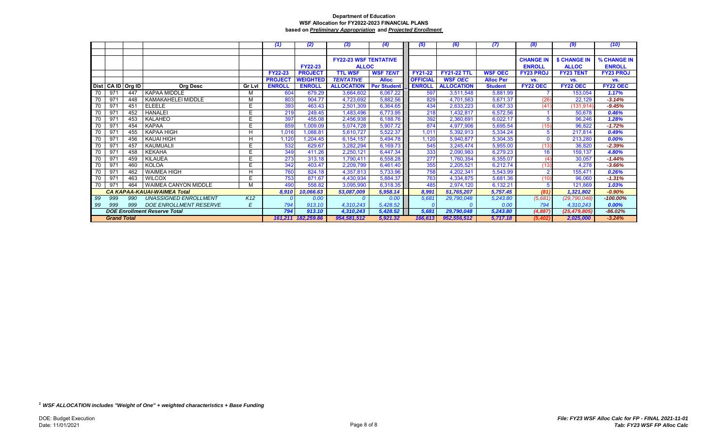**Department of Education**
**WSF Allocation for FY2022-2023 FINANCIAL PLANS**
**based on *Preliminary Appropriation* and *Projected Enrollment***

| | | | | | (1) | (2) | (3) | (4) | (5) | (6) | (7) | (8) | (9) | (10) |
|---|---|---|---|---|---|---|---|---|---|---|---|---|---|---|
| | | | | | | | FY22-23 WSF TENTATIVE ALLOC | | | | | CHANGE IN ENROLL | $ CHANGE IN ALLOC | % CHANGE IN ENROLL |
| | | | | | FY22-23 | FY22-23 PROJECT | TTL WSF | WSF *TENT* | FY21-22 | FY21-22 TTL | WSF OEC | FY23 PROJ | FY23 TENT | FY23 PROJ |
| Dist | CA ID | Org ID | Org Desc | Gr Lvl | PROJECT ENROLL | WEIGHTED ENROLL | *TENTATIVE* ALLOCATION | Alloc Per Student | OFFICIAL ENROLL | WSF *OEC* ALLOCATION | Alloc Per Student | vs. FY22 OEC | vs. FY22 OEC | vs. FY22 OEC |
| 70 | 971 | 447 | KAPAA MIDDLE | M | 604 | 679.29 | 3,664,602 | 6,067.22 | 597 | 3,511,548 | 5,881.99 | 7 | 153,054 | *1.17%* |
| 70 | 971 | 448 | KAMAKAHELEI MIDDLE | M | 803 | 904.77 | 4,723,692 | 5,882.56 | 829 | 4,701,563 | 5,671.37 | (26) | 22,129 | *-3.14%* |
| 70 | 971 | 451 | ELEELE | E | 393 | 463.43 | 2,501,309 | 6,364.65 | 434 | 2,633,223 | 6,067.33 | (41) | (131,914) | *-9.45%* |
| 70 | 971 | 452 | HANALEI | E | 219 | 249.45 | 1,483,496 | 6,773.95 | 218 | 1,432,817 | 6,572.56 | 1 | 50,678 | *0.46%* |
| 70 | 971 | 453 | KALAHEO | E | 397 | 455.08 | 2,456,938 | 6,188.76 | 392 | 2,360,691 | 6,022.17 | 5 | 96,246 | *1.28%* |
| 70 | 971 | 454 | KAPAA | E | 859 | 1,009.09 | 5,074,728 | 5,907.72 | 874 | 4,977,906 | 5,695.54 | (15) | 96,822 | *-1.72%* |
| 70 | 971 | 455 | KAPAA HIGH | H | 1,016 | 1,088.81 | 5,610,727 | 5,522.37 | 1,011 | 5,392,913 | 5,334.24 | 5 | 217,814 | *0.49%* |
| 70 | 971 | 456 | KAUAI HIGH | H | 1,120 | 1,204.45 | 6,154,157 | 5,494.78 | 1,120 | 5,940,877 | 5,304.35 | 0 | 213,280 | *0.00%* |
| 70 | 971 | 457 | KAUMUALII | E | 532 | 629.67 | 3,282,294 | 6,169.73 | 545 | 3,245,474 | 5,955.00 | (13) | 36,820 | *-2.39%* |
| 70 | 971 | 458 | KEKAHA | E | 349 | 411.26 | 2,250,121 | 6,447.34 | 333 | 2,090,983 | 6,279.23 | 16 | 159,137 | *4.80%* |
| 70 | 971 | 459 | KILAUEA | E | 273 | 313.18 | 1,790,411 | 6,558.28 | 277 | 1,760,354 | 6,355.07 | (4) | 30,057 | *-1.44%* |
| 70 | 971 | 460 | KOLOA | E | 342 | 403.47 | 2,209,799 | 6,461.40 | 355 | 2,205,521 | 6,212.74 | (13) | 4,278 | *-3.66%* |
| 70 | 971 | 462 | WAIMEA HIGH | H | 760 | 824.18 | 4,357,813 | 5,733.96 | 758 | 4,202,341 | 5,543.99 | 2 | 155,471 | *0.26%* |
| 70 | 971 | 463 | WILCOX | E | 753 | 871.67 | 4,430,934 | 5,884.37 | 763 | 4,334,875 | 5,681.36 | (10) | 96,060 | *-1.31%* |
| 70 | 971 | 464 | WAIMEA CANYON MIDDLE | M | 490 | 558.82 | 3,095,990 | 6,318.35 | 485 | 2,974,120 | 6,132.21 | 5 | 121,869 | *1.03%* |
| ***CA KAPAA-KAUAI-WAIMEA Total*** | | | | | ***8,910*** | ***10,066.63*** | ***53,087,009*** | ***5,958.14*** | ***8,991*** | ***51,765,207*** | ***5,757.45*** | ***(81)*** | ***1,321,802*** | ***-0.90%*** |
| *99* | *999* | *990* | *UNASSIGNED ENROLLMENT* | *K12* | *0* | *0.00* | *0* | *0.00* | *5,681* | *29,790,048* | *5,243.80* | *(5,681)* | *(29,790,048)* | *-100.00%* |
| *99* | *999* | *999* | *DOE ENROLLMENT RESERVE* | *E* | *794* | *913.10* | *4,310,243* | *5,428.52* | *0* | *0* | *0.00* | *794* | *4,310,243* | *0.00%* |
| ***DOE Enrollment Reserve Total*** | | | | | ***794*** | ***913.10*** | ***4,310,243*** | ***5,428.52*** | ***5,681*** | ***29,790,048*** | ***5,243.80*** | ***(4,887)*** | ***(25,479,805)*** | ***-86.02%*** |
| ***Grand Total*** | | | | | ***161,211*** | ***182,259.86*** | ***954,581,512*** | ***5,921.32*** | ***166,613*** | ***952,556,512*** | ***5,717.18*** | ***(5,402)*** | ***2,025,000*** | ***-3.24%*** |

*[1] WSF ALLOCATION includes "Weight of One" + weighted characteristics + Base Funding*

DOE: Budget Execution
Date: 11/01/2021

*File: FY23 WSF Alloc Calc for FP - FINAL 2021-11-01*
*Tab: FY23 WSF FP Alloc Calc*